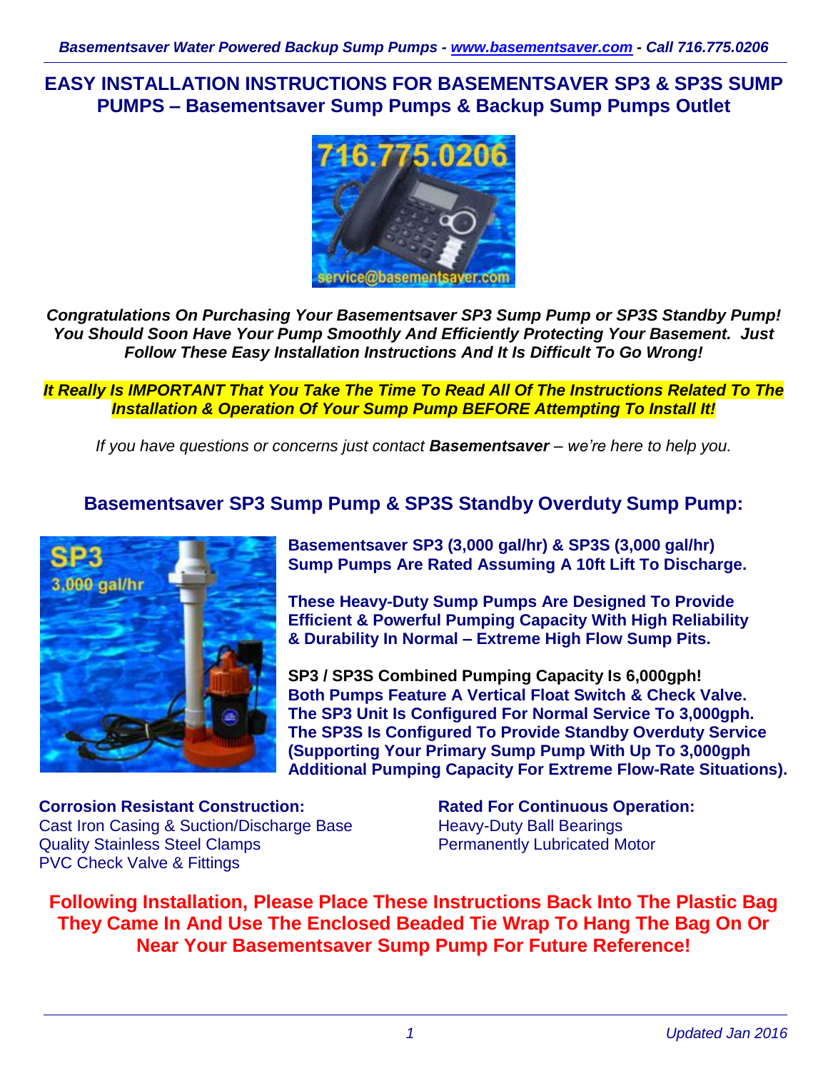# EASY INSTALLATION INSTRUCTIONS FOR BASEMENTSAVER SP3 & SP3S SUMP PUMPS – Basementsaver Sump Pumps & Backup Sump Pumps Outlet

***Congratulations On Purchasing Your Basementsaver SP3 Sump Pump or SP3S Standby Pump! You Should Soon Have Your Pump Smoothly And Efficiently Protecting Your Basement. Just Follow These Easy Installation Instructions And It Is Difficult To Go Wrong!***

***It Really Is IMPORTANT That You Take The Time To Read All Of The Instructions Related To The Installation & Operation Of Your Sump Pump BEFORE Attempting To Install It!***

*If you have questions or concerns just contact **Basementsaver** – we're here to help you.*

## Basementsaver SP3 Sump Pump & SP3S Standby Overduty Sump Pump:

**Basementsaver SP3 (3,000 gal/hr) & SP3S (3,000 gal/hr) Sump Pumps Are Rated Assuming A 10ft Lift To Discharge.**

**These Heavy-Duty Sump Pumps Are Designed To Provide Efficient & Powerful Pumping Capacity With High Reliability & Durability In Normal – Extreme High Flow Sump Pits.**

**SP3 / SP3S Combined Pumping Capacity Is 6,000gph!**
**Both Pumps Feature A Vertical Float Switch & Check Valve.**
**The SP3 Unit Is Configured For Normal Service To 3,000gph.**
**The SP3S Is Configured To Provide Standby Overduty Service (Supporting Your Primary Sump Pump With Up To 3,000gph Additional Pumping Capacity For Extreme Flow-Rate Situations).**

**Corrosion Resistant Construction:**
Cast Iron Casing & Suction/Discharge Base
Quality Stainless Steel Clamps
PVC Check Valve & Fittings

**Rated For Continuous Operation:**
Heavy-Duty Ball Bearings
Permanently Lubricated Motor

**Following Installation, Please Place These Instructions Back Into The Plastic Bag They Came In And Use The Enclosed Beaded Tie Wrap To Hang The Bag On Or Near Your Basementsaver Sump Pump For Future Reference!**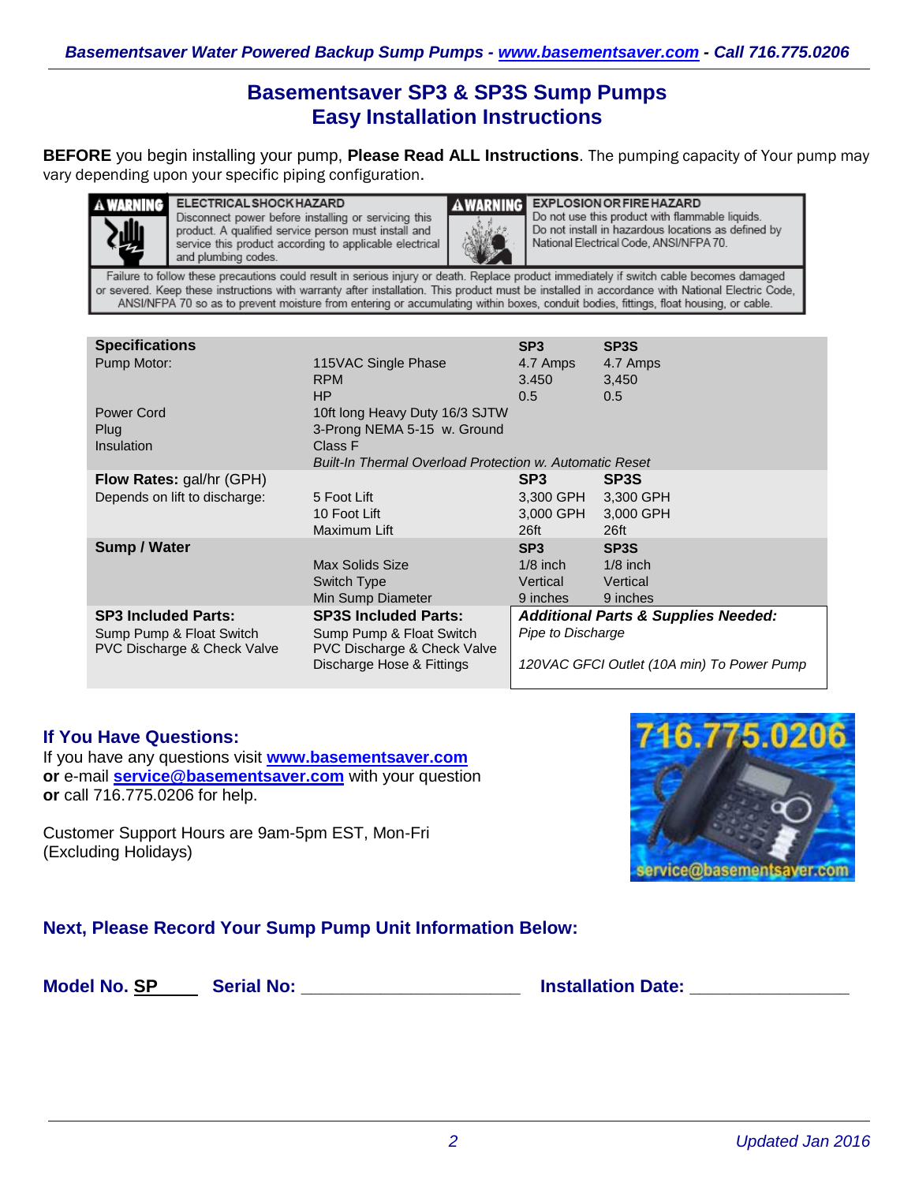# Basementsaver SP3 & SP3S Sump Pumps
## Easy Installation Instructions

**BEFORE** you begin installing your pump, **Please Read ALL Instructions**. The pumping capacity of Your pump may vary depending upon your specific piping configuration.

**⚠WARNING — ELECTRICAL SHOCK HAZARD**
Disconnect power before installing or servicing this product. A qualified service person must install and service this product according to applicable electrical and plumbing codes.

**⚠WARNING — EXPLOSION OR FIRE HAZARD**
Do not use this product with flammable liquids. Do not install in hazardous locations as defined by National Electrical Code, ANSI/NFPA 70.

Failure to follow these precautions could result in serious injury or death. Replace product immediately if switch cable becomes damaged or severed. Keep these instructions with warranty after installation. This product must be installed in accordance with National Electric Code, ANSI/NFPA 70 so as to prevent moisture from entering or accumulating within boxes, conduit bodies, fittings, float housing, or cable.

| **Specifications** | | **SP3** | **SP3S** |
|---|---|---|---|
| Pump Motor: | 115VAC Single Phase | 4.7 Amps | 4.7 Amps |
| | RPM | 3.450 | 3,450 |
| | HP | 0.5 | 0.5 |
| Power Cord | 10ft long Heavy Duty 16/3 SJTW | | |
| Plug | 3-Prong NEMA 5-15 w. Ground | | |
| Insulation | Class F | | |
| | *Built-In Thermal Overload Protection w. Automatic Reset* | | |
| **Flow Rates:** gal/hr (GPH) | | **SP3** | **SP3S** |
| Depends on lift to discharge: | 5 Foot Lift | 3,300 GPH | 3,300 GPH |
| | 10 Foot Lift | 3,000 GPH | 3,000 GPH |
| | Maximum Lift | 26ft | 26ft |
| **Sump / Water** | | **SP3** | **SP3S** |
| | Max Solids Size | 1/8 inch | 1/8 inch |
| | Switch Type | Vertical | Vertical |
| | Min Sump Diameter | 9 inches | 9 inches |

| **SP3 Included Parts:** | **SP3S Included Parts:** | ***Additional Parts & Supplies Needed:*** |
|---|---|---|
| Sump Pump & Float Switch | Sump Pump & Float Switch | *Pipe to Discharge* |
| PVC Discharge & Check Valve | PVC Discharge & Check Valve | |
| | Discharge Hose & Fittings | *120VAC GFCI Outlet (10A min) To Power Pump* |

### If You Have Questions:

If you have any questions visit **www.basementsaver.com**
**or** e-mail **service@basementsaver.com** with your question
**or** call 716.775.0206 for help.

Customer Support Hours are 9am-5pm EST, Mon-Fri (Excluding Holidays)

716.775.0206
service@basementsaver.com

### Next, Please Record Your Sump Pump Unit Information Below:

**Model No. SP\_\_\_\_ Serial No: \_\_\_\_\_\_\_\_\_\_\_\_\_\_\_\_\_\_\_\_\_\_ Installation Date: \_\_\_\_\_\_\_\_\_\_\_\_\_\_\_\_**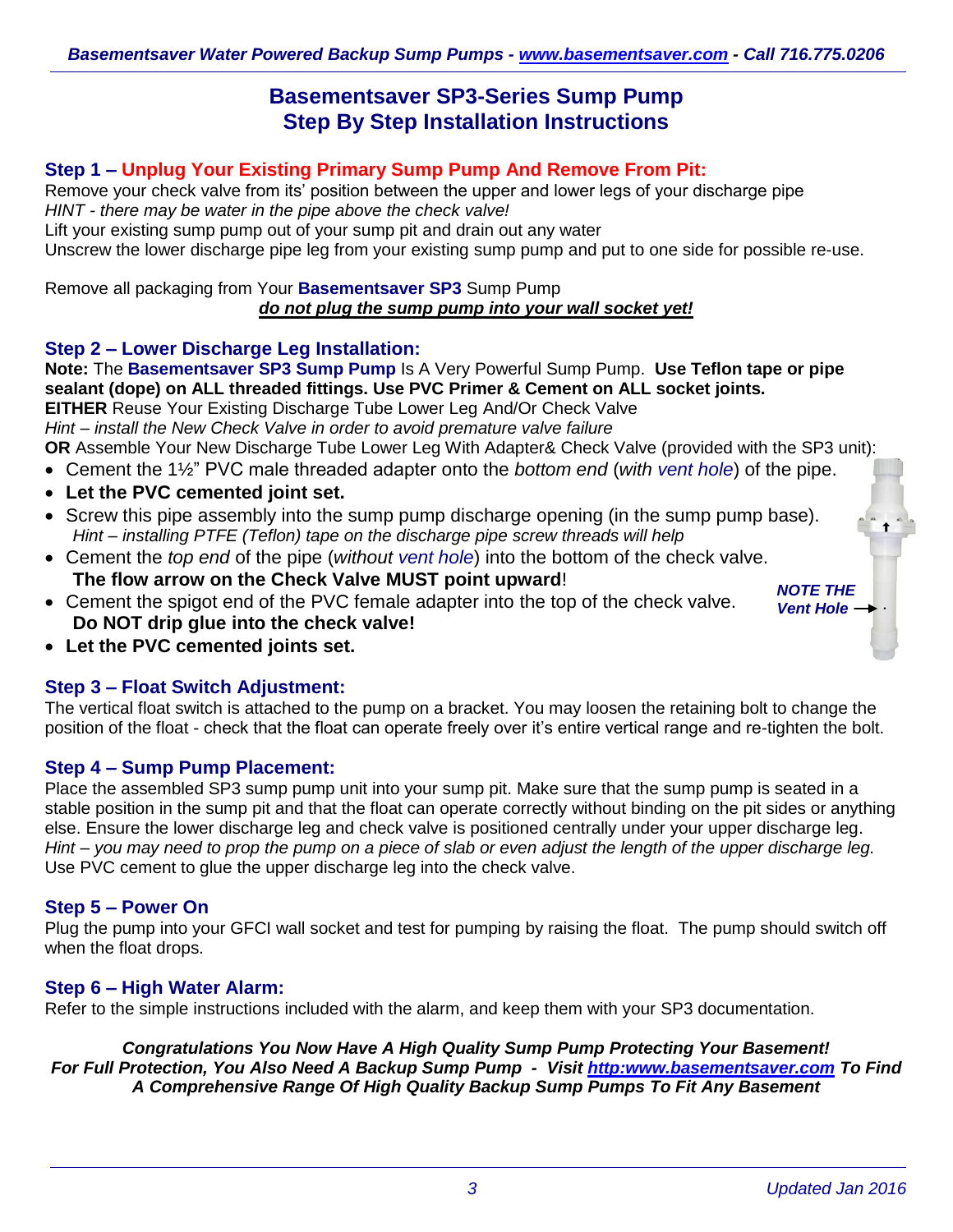# Basementsaver SP3-Series Sump Pump
# Step By Step Installation Instructions

### Step 1 – Unplug Your Existing Primary Sump Pump And Remove From Pit:

Remove your check valve from its' position between the upper and lower legs of your discharge pipe
*HINT - there may be water in the pipe above the check valve!*
Lift your existing sump pump out of your sump pit and drain out any water
Unscrew the lower discharge pipe leg from your existing sump pump and put to one side for possible re-use.

Remove all packaging from Your **Basementsaver SP3** Sump Pump
***do not plug the sump pump into your wall socket yet!***

### Step 2 – Lower Discharge Leg Installation:

**Note:** The **Basementsaver SP3 Sump Pump** Is A Very Powerful Sump Pump. **Use Teflon tape or pipe sealant (dope) on ALL threaded fittings. Use PVC Primer & Cement on ALL socket joints.**
**EITHER** Reuse Your Existing Discharge Tube Lower Leg And/Or Check Valve
*Hint – install the New Check Valve in order to avoid premature valve failure*
**OR** Assemble Your New Discharge Tube Lower Leg With Adapter& Check Valve (provided with the SP3 unit):

- Cement the 1½" PVC male threaded adapter onto the *bottom end* (*with vent hole*) of the pipe.
- **Let the PVC cemented joint set.**
- Screw this pipe assembly into the sump pump discharge opening (in the sump pump base).
  *Hint – installing PTFE (Teflon) tape on the discharge pipe screw threads will help*
- Cement the *top end* of the pipe (*without vent hole*) into the bottom of the check valve.
  **The flow arrow on the Check Valve MUST point upward**!
- Cement the spigot end of the PVC female adapter into the top of the check valve.
  **Do NOT drip glue into the check valve!**
- **Let the PVC cemented joints set.**

***NOTE THE Vent Hole***

### Step 3 – Float Switch Adjustment:

The vertical float switch is attached to the pump on a bracket. You may loosen the retaining bolt to change the position of the float - check that the float can operate freely over it's entire vertical range and re-tighten the bolt.

### Step 4 – Sump Pump Placement:

Place the assembled SP3 sump pump unit into your sump pit. Make sure that the sump pump is seated in a stable position in the sump pit and that the float can operate correctly without binding on the pit sides or anything else. Ensure the lower discharge leg and check valve is positioned centrally under your upper discharge leg.
*Hint – you may need to prop the pump on a piece of slab or even adjust the length of the upper discharge leg.*
Use PVC cement to glue the upper discharge leg into the check valve.

### Step 5 – Power On

Plug the pump into your GFCI wall socket and test for pumping by raising the float. The pump should switch off when the float drops.

### Step 6 – High Water Alarm:

Refer to the simple instructions included with the alarm, and keep them with your SP3 documentation.

***Congratulations You Now Have A High Quality Sump Pump Protecting Your Basement!***
***For Full Protection, You Also Need A Backup Sump Pump - Visit http:www.basementsaver.com To Find A Comprehensive Range Of High Quality Backup Sump Pumps To Fit Any Basement***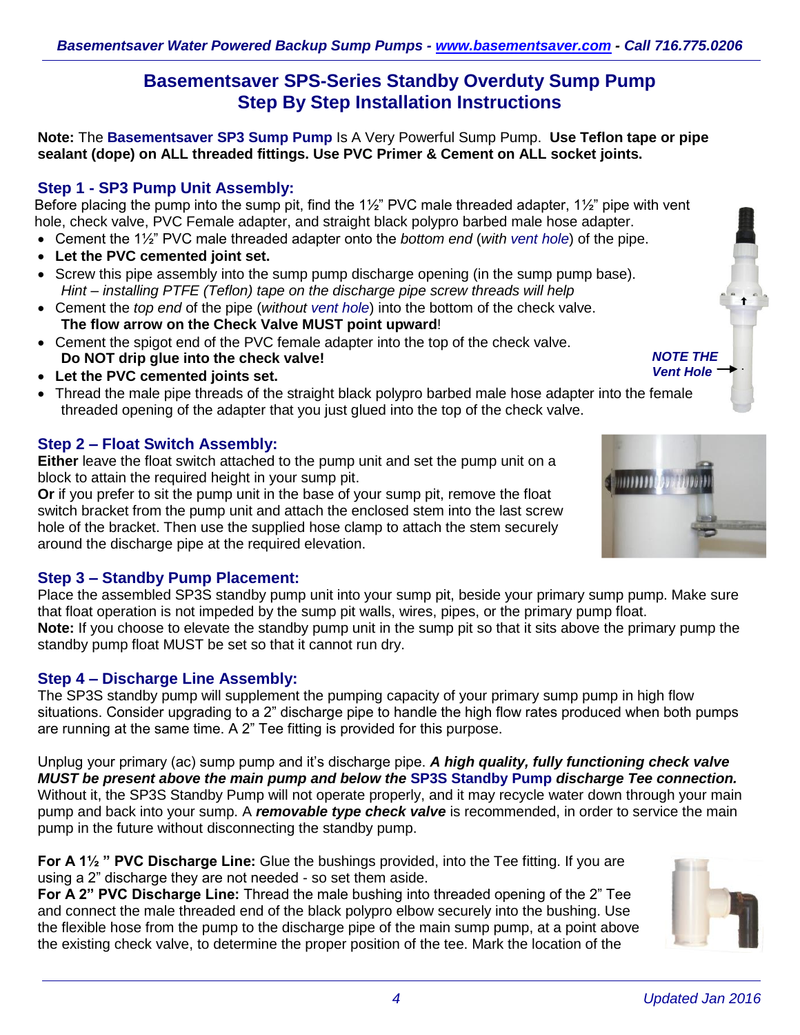## Basementsaver SPS-Series Standby Overduty Sump Pump
## Step By Step Installation Instructions

**Note:** The **Basementsaver SP3 Sump Pump** Is A Very Powerful Sump Pump. **Use Teflon tape or pipe sealant (dope) on ALL threaded fittings. Use PVC Primer & Cement on ALL socket joints.**

### Step 1 - SP3 Pump Unit Assembly:

Before placing the pump into the sump pit, find the 1½" PVC male threaded adapter, 1½" pipe with vent hole, check valve, PVC Female adapter, and straight black polypro barbed male hose adapter.

- Cement the 1½" PVC male threaded adapter onto the *bottom end* (*with vent hole*) of the pipe.
- **Let the PVC cemented joint set.**
- Screw this pipe assembly into the sump pump discharge opening (in the sump pump base).
  *Hint – installing PTFE (Teflon) tape on the discharge pipe screw threads will help*
- Cement the *top end* of the pipe (*without vent hole*) into the bottom of the check valve.
  **The flow arrow on the Check Valve MUST point upward**!
- Cement the spigot end of the PVC female adapter into the top of the check valve.
  **Do NOT drip glue into the check valve!**
- **Let the PVC cemented joints set.**
- Thread the male pipe threads of the straight black polypro barbed male hose adapter into the female threaded opening of the adapter that you just glued into the top of the check valve.

***NOTE THE Vent Hole***

### Step 2 – Float Switch Assembly:

**Either** leave the float switch attached to the pump unit and set the pump unit on a block to attain the required height in your sump pit.
**Or** if you prefer to sit the pump unit in the base of your sump pit, remove the float switch bracket from the pump unit and attach the enclosed stem into the last screw hole of the bracket. Then use the supplied hose clamp to attach the stem securely around the discharge pipe at the required elevation.

### Step 3 – Standby Pump Placement:

Place the assembled SP3S standby pump unit into your sump pit, beside your primary sump pump. Make sure that float operation is not impeded by the sump pit walls, wires, pipes, or the primary pump float.
**Note:** If you choose to elevate the standby pump unit in the sump pit so that it sits above the primary pump the standby pump float MUST be set so that it cannot run dry.

### Step 4 – Discharge Line Assembly:

The SP3S standby pump will supplement the pumping capacity of your primary sump pump in high flow situations. Consider upgrading to a 2" discharge pipe to handle the high flow rates produced when both pumps are running at the same time. A 2" Tee fitting is provided for this purpose.

Unplug your primary (ac) sump pump and it's discharge pipe. ***A high quality, fully functioning check valve MUST be present above the main pump and below the* SP3S Standby Pump *discharge Tee connection.*** Without it, the SP3S Standby Pump will not operate properly, and it may recycle water down through your main pump and back into your sump. A ***removable type check valve*** is recommended, in order to service the main pump in the future without disconnecting the standby pump.

**For A 1½ " PVC Discharge Line:** Glue the bushings provided, into the Tee fitting. If you are using a 2" discharge they are not needed - so set them aside.
**For A 2" PVC Discharge Line:** Thread the male bushing into threaded opening of the 2" Tee and connect the male threaded end of the black polypro elbow securely into the bushing. Use the flexible hose from the pump to the discharge pipe of the main sump pump, at a point above the existing check valve, to determine the proper position of the tee. Mark the location of the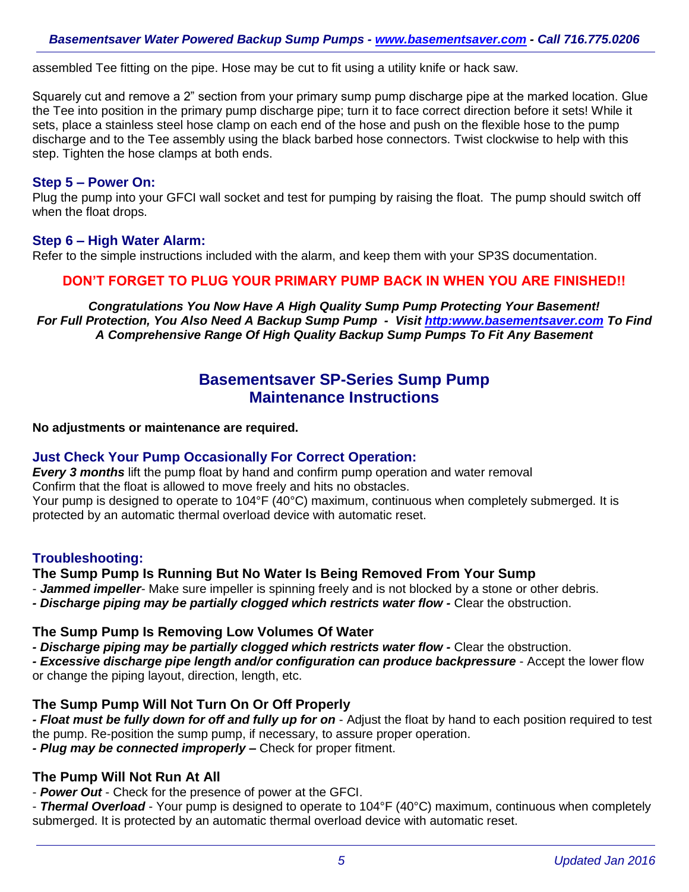assembled Tee fitting on the pipe. Hose may be cut to fit using a utility knife or hack saw.

Squarely cut and remove a 2" section from your primary sump pump discharge pipe at the marked location. Glue the Tee into position in the primary pump discharge pipe; turn it to face correct direction before it sets! While it sets, place a stainless steel hose clamp on each end of the hose and push on the flexible hose to the pump discharge and to the Tee assembly using the black barbed hose connectors. Twist clockwise to help with this step. Tighten the hose clamps at both ends.

### Step 5 – Power On:

Plug the pump into your GFCI wall socket and test for pumping by raising the float. The pump should switch off when the float drops.

### Step 6 – High Water Alarm:

Refer to the simple instructions included with the alarm, and keep them with your SP3S documentation.

**DON'T FORGET TO PLUG YOUR PRIMARY PUMP BACK IN WHEN YOU ARE FINISHED!!**

***Congratulations You Now Have A High Quality Sump Pump Protecting Your Basement!***
***For Full Protection, You Also Need A Backup Sump Pump - Visit [http:www.basementsaver.com](http:www.basementsaver.com) To Find A Comprehensive Range Of High Quality Backup Sump Pumps To Fit Any Basement***

## Basementsaver SP-Series Sump Pump Maintenance Instructions

**No adjustments or maintenance are required.**

### Just Check Your Pump Occasionally For Correct Operation:

***Every 3 months*** lift the pump float by hand and confirm pump operation and water removal
Confirm that the float is allowed to move freely and hits no obstacles.
Your pump is designed to operate to 104°F (40°C) maximum, continuous when completely submerged. It is protected by an automatic thermal overload device with automatic reset.

### Troubleshooting:

#### The Sump Pump Is Running But No Water Is Being Removed From Your Sump

- ***Jammed impeller***- Make sure impeller is spinning freely and is not blocked by a stone or other debris.
- ***Discharge piping may be partially clogged which restricts water flow -*** Clear the obstruction.

#### The Sump Pump Is Removing Low Volumes Of Water

- ***Discharge piping may be partially clogged which restricts water flow -*** Clear the obstruction.
- ***Excessive discharge pipe length and/or configuration can produce backpressure*** - Accept the lower flow or change the piping layout, direction, length, etc.

#### The Sump Pump Will Not Turn On Or Off Properly

- ***Float must be fully down for off and fully up for on*** - Adjust the float by hand to each position required to test the pump. Re-position the sump pump, if necessary, to assure proper operation.
- ***Plug may be connected improperly –*** Check for proper fitment.

#### The Pump Will Not Run At All

- ***Power Out*** - Check for the presence of power at the GFCI.
- ***Thermal Overload*** - Your pump is designed to operate to 104°F (40°C) maximum, continuous when completely submerged. It is protected by an automatic thermal overload device with automatic reset.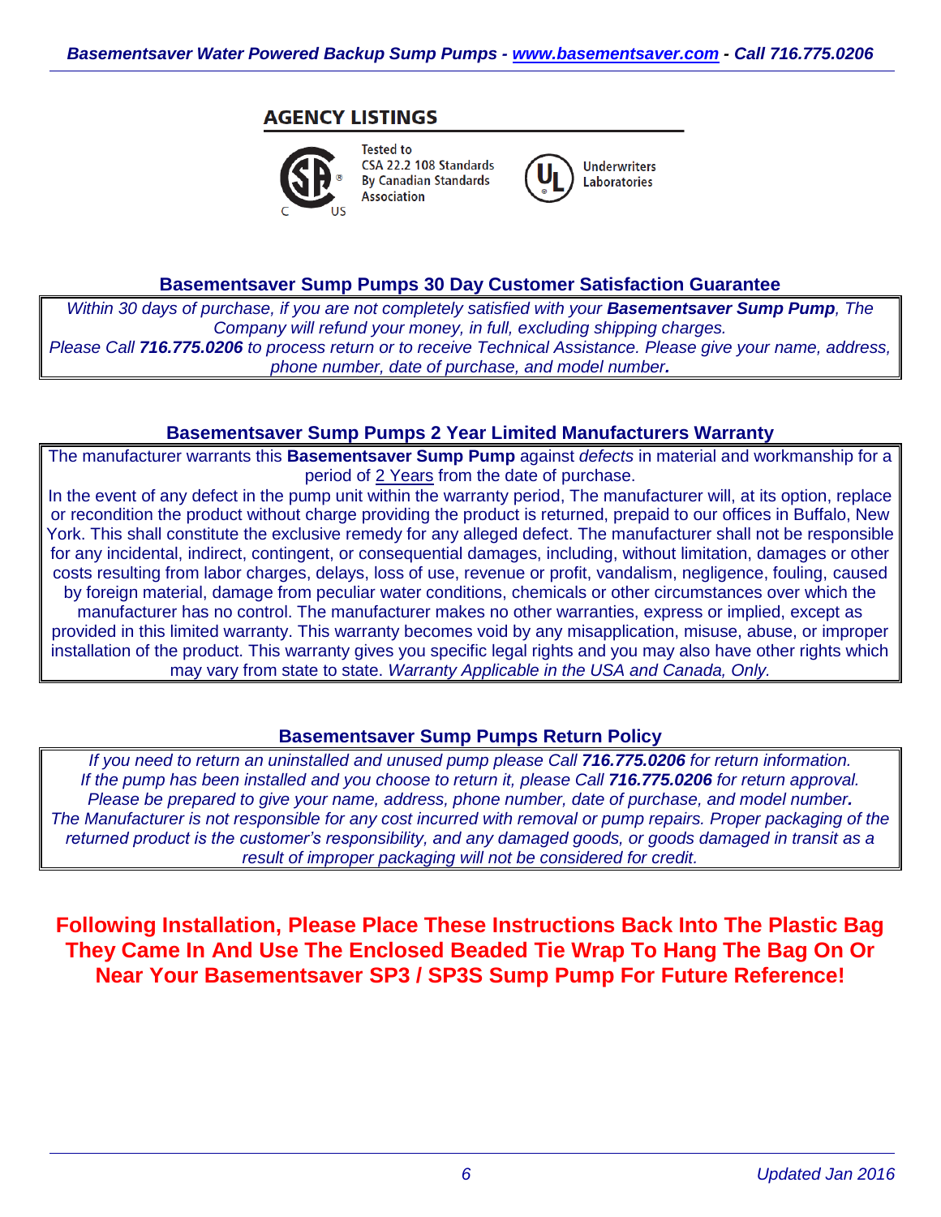## AGENCY LISTINGS

Tested to CSA 22.2 108 Standards By Canadian Standards Association

Underwriters Laboratories

### Basementsaver Sump Pumps 30 Day Customer Satisfaction Guarantee

*Within 30 days of purchase, if you are not completely satisfied with your **Basementsaver Sump Pump**, The Company will refund your money, in full, excluding shipping charges.*
*Please Call **716.775.0206** to process return or to receive Technical Assistance. Please give your name, address, phone number, date of purchase, and model number.*

### Basementsaver Sump Pumps 2 Year Limited Manufacturers Warranty

The manufacturer warrants this **Basementsaver Sump Pump** against *defects* in material and workmanship for a period of 2 Years from the date of purchase.
In the event of any defect in the pump unit within the warranty period, The manufacturer will, at its option, replace or recondition the product without charge providing the product is returned, prepaid to our offices in Buffalo, New York. This shall constitute the exclusive remedy for any alleged defect. The manufacturer shall not be responsible for any incidental, indirect, contingent, or consequential damages, including, without limitation, damages or other costs resulting from labor charges, delays, loss of use, revenue or profit, vandalism, negligence, fouling, caused by foreign material, damage from peculiar water conditions, chemicals or other circumstances over which the manufacturer has no control. The manufacturer makes no other warranties, express or implied, except as provided in this limited warranty. This warranty becomes void by any misapplication, misuse, abuse, or improper installation of the product. This warranty gives you specific legal rights and you may also have other rights which may vary from state to state. *Warranty Applicable in the USA and Canada, Only.*

### Basementsaver Sump Pumps Return Policy

*If you need to return an uninstalled and unused pump please Call **716.775.0206** for return information.*
*If the pump has been installed and you choose to return it, please Call **716.775.0206** for return approval.*
*Please be prepared to give your name, address, phone number, date of purchase, and model number.*
*The Manufacturer is not responsible for any cost incurred with removal or pump repairs. Proper packaging of the returned product is the customer's responsibility, and any damaged goods, or goods damaged in transit as a result of improper packaging will not be considered for credit.*

**Following Installation, Please Place These Instructions Back Into The Plastic Bag They Came In And Use The Enclosed Beaded Tie Wrap To Hang The Bag On Or Near Your Basementsaver SP3 / SP3S Sump Pump For Future Reference!**